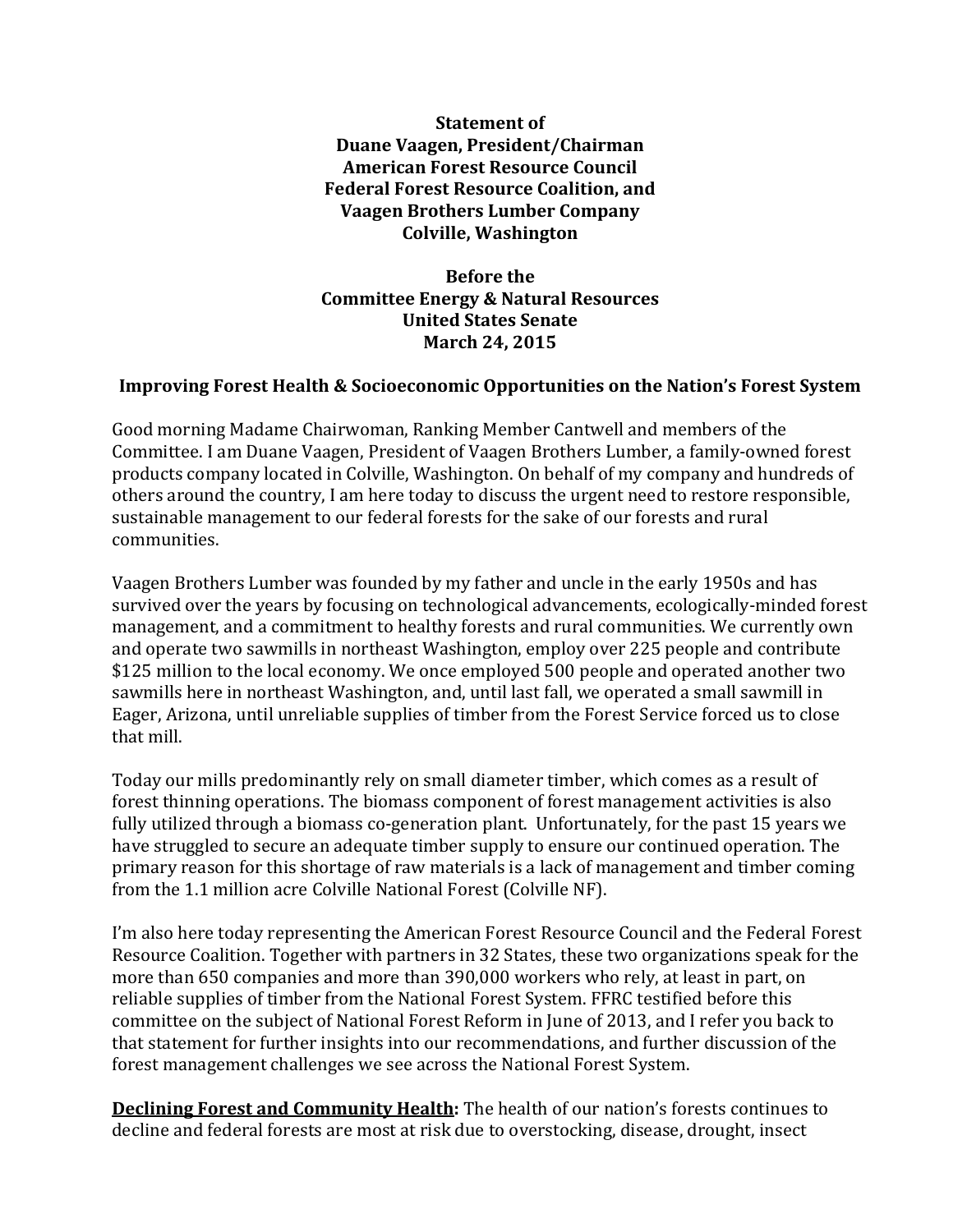**Statement of**
**Duane Vaagen, President/Chairman**
**American Forest Resource Council**
**Federal Forest Resource Coalition, and**
**Vaagen Brothers Lumber Company**
**Colville, Washington**

**Before the**
**Committee Energy & Natural Resources**
**United States Senate**
**March 24, 2015**

**Improving Forest Health & Socioeconomic Opportunities on the Nation's Forest System**

Good morning Madame Chairwoman, Ranking Member Cantwell and members of the Committee. I am Duane Vaagen, President of Vaagen Brothers Lumber, a family-owned forest products company located in Colville, Washington. On behalf of my company and hundreds of others around the country, I am here today to discuss the urgent need to restore responsible, sustainable management to our federal forests for the sake of our forests and rural communities.

Vaagen Brothers Lumber was founded by my father and uncle in the early 1950s and has survived over the years by focusing on technological advancements, ecologically-minded forest management, and a commitment to healthy forests and rural communities. We currently own and operate two sawmills in northeast Washington, employ over 225 people and contribute $125 million to the local economy. We once employed 500 people and operated another two sawmills here in northeast Washington, and, until last fall, we operated a small sawmill in Eager, Arizona, until unreliable supplies of timber from the Forest Service forced us to close that mill.

Today our mills predominantly rely on small diameter timber, which comes as a result of forest thinning operations. The biomass component of forest management activities is also fully utilized through a biomass co-generation plant. Unfortunately, for the past 15 years we have struggled to secure an adequate timber supply to ensure our continued operation. The primary reason for this shortage of raw materials is a lack of management and timber coming from the 1.1 million acre Colville National Forest (Colville NF).

I'm also here today representing the American Forest Resource Council and the Federal Forest Resource Coalition. Together with partners in 32 States, these two organizations speak for the more than 650 companies and more than 390,000 workers who rely, at least in part, on reliable supplies of timber from the National Forest System. FFRC testified before this committee on the subject of National Forest Reform in June of 2013, and I refer you back to that statement for further insights into our recommendations, and further discussion of the forest management challenges we see across the National Forest System.

**Declining Forest and Community Health:** The health of our nation's forests continues to decline and federal forests are most at risk due to overstocking, disease, drought, insect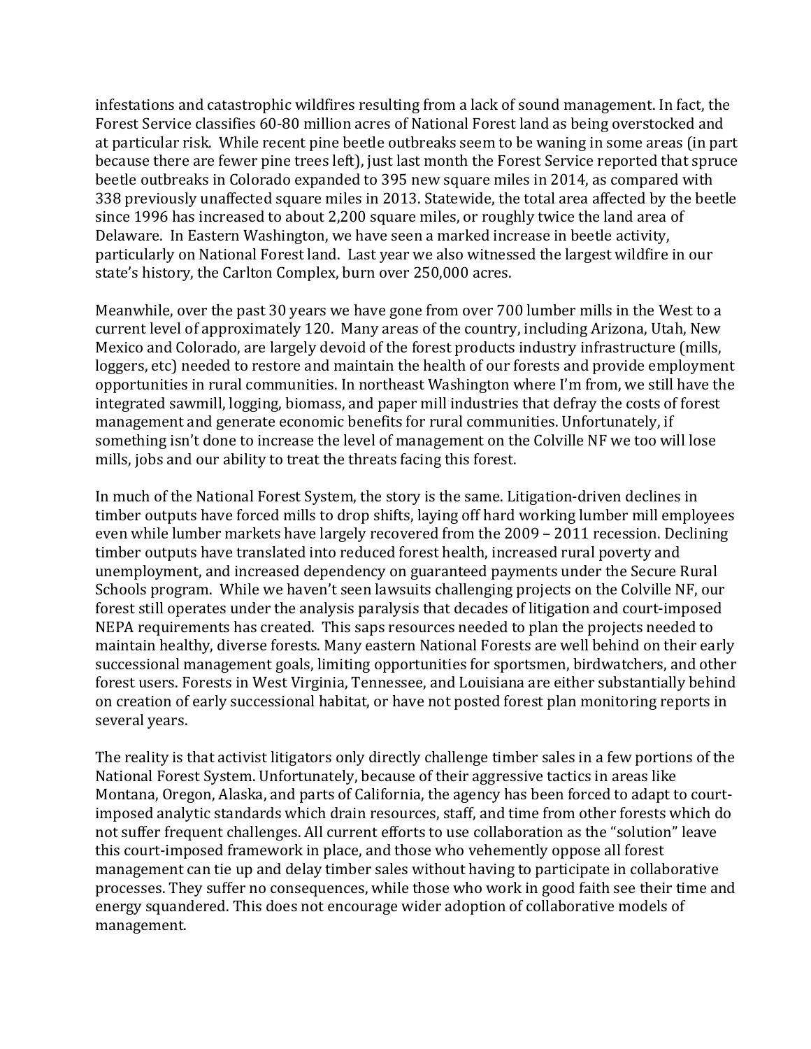infestations and catastrophic wildfires resulting from a lack of sound management. In fact, the Forest Service classifies 60-80 million acres of National Forest land as being overstocked and at particular risk. While recent pine beetle outbreaks seem to be waning in some areas (in part because there are fewer pine trees left), just last month the Forest Service reported that spruce beetle outbreaks in Colorado expanded to 395 new square miles in 2014, as compared with 338 previously unaffected square miles in 2013. Statewide, the total area affected by the beetle since 1996 has increased to about 2,200 square miles, or roughly twice the land area of Delaware. In Eastern Washington, we have seen a marked increase in beetle activity, particularly on National Forest land. Last year we also witnessed the largest wildfire in our state's history, the Carlton Complex, burn over 250,000 acres.

Meanwhile, over the past 30 years we have gone from over 700 lumber mills in the West to a current level of approximately 120. Many areas of the country, including Arizona, Utah, New Mexico and Colorado, are largely devoid of the forest products industry infrastructure (mills, loggers, etc) needed to restore and maintain the health of our forests and provide employment opportunities in rural communities. In northeast Washington where I'm from, we still have the integrated sawmill, logging, biomass, and paper mill industries that defray the costs of forest management and generate economic benefits for rural communities. Unfortunately, if something isn't done to increase the level of management on the Colville NF we too will lose mills, jobs and our ability to treat the threats facing this forest.

In much of the National Forest System, the story is the same. Litigation-driven declines in timber outputs have forced mills to drop shifts, laying off hard working lumber mill employees even while lumber markets have largely recovered from the 2009 – 2011 recession. Declining timber outputs have translated into reduced forest health, increased rural poverty and unemployment, and increased dependency on guaranteed payments under the Secure Rural Schools program. While we haven't seen lawsuits challenging projects on the Colville NF, our forest still operates under the analysis paralysis that decades of litigation and court-imposed NEPA requirements has created. This saps resources needed to plan the projects needed to maintain healthy, diverse forests. Many eastern National Forests are well behind on their early successional management goals, limiting opportunities for sportsmen, birdwatchers, and other forest users. Forests in West Virginia, Tennessee, and Louisiana are either substantially behind on creation of early successional habitat, or have not posted forest plan monitoring reports in several years.

The reality is that activist litigators only directly challenge timber sales in a few portions of the National Forest System. Unfortunately, because of their aggressive tactics in areas like Montana, Oregon, Alaska, and parts of California, the agency has been forced to adapt to court-imposed analytic standards which drain resources, staff, and time from other forests which do not suffer frequent challenges. All current efforts to use collaboration as the "solution" leave this court-imposed framework in place, and those who vehemently oppose all forest management can tie up and delay timber sales without having to participate in collaborative processes. They suffer no consequences, while those who work in good faith see their time and energy squandered. This does not encourage wider adoption of collaborative models of management.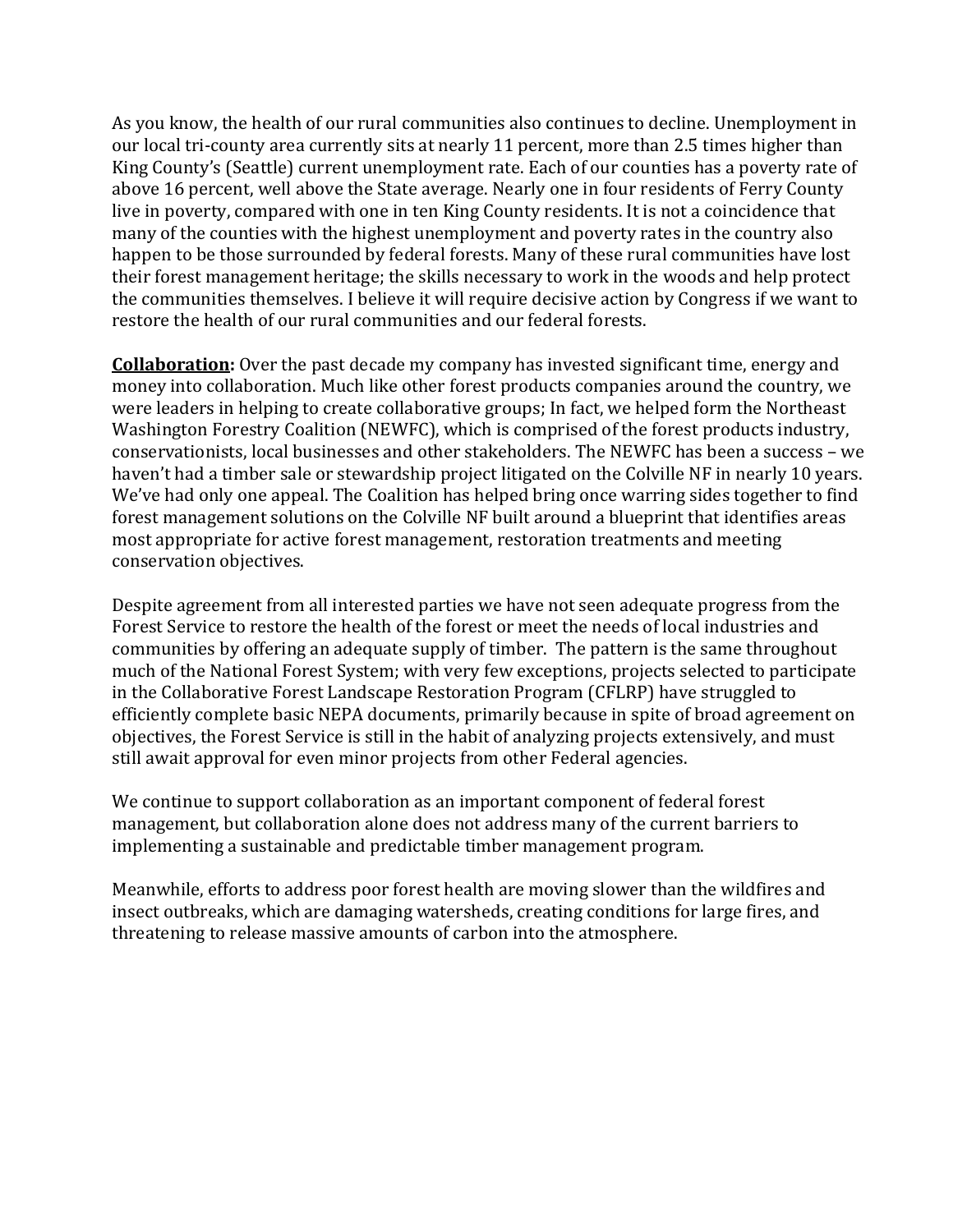As you know, the health of our rural communities also continues to decline. Unemployment in our local tri-county area currently sits at nearly 11 percent, more than 2.5 times higher than King County's (Seattle) current unemployment rate. Each of our counties has a poverty rate of above 16 percent, well above the State average. Nearly one in four residents of Ferry County live in poverty, compared with one in ten King County residents. It is not a coincidence that many of the counties with the highest unemployment and poverty rates in the country also happen to be those surrounded by federal forests. Many of these rural communities have lost their forest management heritage; the skills necessary to work in the woods and help protect the communities themselves. I believe it will require decisive action by Congress if we want to restore the health of our rural communities and our federal forests.

**Collaboration:** Over the past decade my company has invested significant time, energy and money into collaboration. Much like other forest products companies around the country, we were leaders in helping to create collaborative groups; In fact, we helped form the Northeast Washington Forestry Coalition (NEWFC), which is comprised of the forest products industry, conservationists, local businesses and other stakeholders. The NEWFC has been a success – we haven't had a timber sale or stewardship project litigated on the Colville NF in nearly 10 years. We've had only one appeal. The Coalition has helped bring once warring sides together to find forest management solutions on the Colville NF built around a blueprint that identifies areas most appropriate for active forest management, restoration treatments and meeting conservation objectives.

Despite agreement from all interested parties we have not seen adequate progress from the Forest Service to restore the health of the forest or meet the needs of local industries and communities by offering an adequate supply of timber. The pattern is the same throughout much of the National Forest System; with very few exceptions, projects selected to participate in the Collaborative Forest Landscape Restoration Program (CFLRP) have struggled to efficiently complete basic NEPA documents, primarily because in spite of broad agreement on objectives, the Forest Service is still in the habit of analyzing projects extensively, and must still await approval for even minor projects from other Federal agencies.

We continue to support collaboration as an important component of federal forest management, but collaboration alone does not address many of the current barriers to implementing a sustainable and predictable timber management program.

Meanwhile, efforts to address poor forest health are moving slower than the wildfires and insect outbreaks, which are damaging watersheds, creating conditions for large fires, and threatening to release massive amounts of carbon into the atmosphere.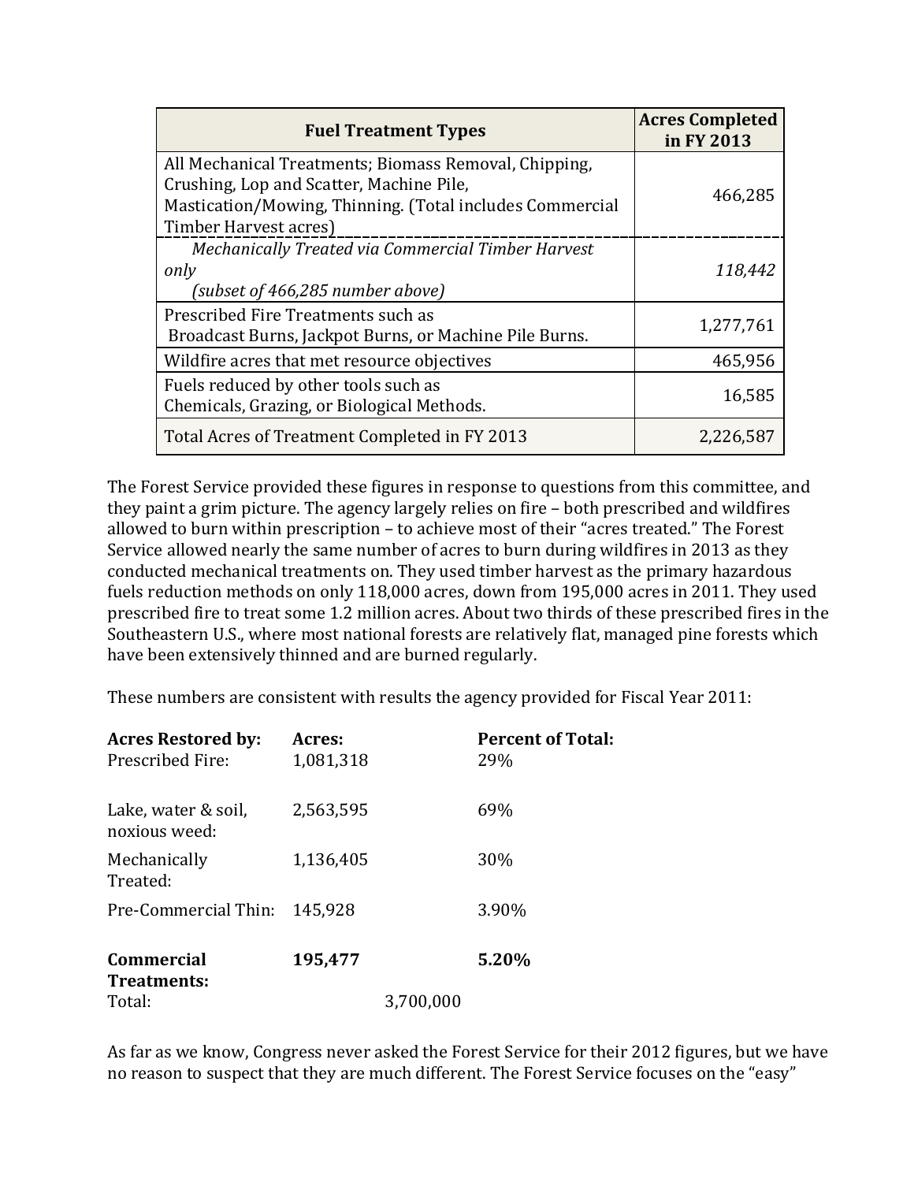| **Fuel Treatment Types** | **Acres Completed in FY 2013** |
| --- | --- |
| All Mechanical Treatments; Biomass Removal, Chipping, Crushing, Lop and Scatter, Machine Pile, Mastication/Mowing, Thinning. (Total includes Commercial Timber Harvest acres) | 466,285 |
| *Mechanically Treated via Commercial Timber Harvest only (subset of 466,285 number above)* | *118,442* |
| Prescribed Fire Treatments such as Broadcast Burns, Jackpot Burns, or Machine Pile Burns. | 1,277,761 |
| Wildfire acres that met resource objectives | 465,956 |
| Fuels reduced by other tools such as Chemicals, Grazing, or Biological Methods. | 16,585 |
| Total Acres of Treatment Completed in FY 2013 | 2,226,587 |

The Forest Service provided these figures in response to questions from this committee, and they paint a grim picture. The agency largely relies on fire – both prescribed and wildfires allowed to burn within prescription – to achieve most of their "acres treated." The Forest Service allowed nearly the same number of acres to burn during wildfires in 2013 as they conducted mechanical treatments on. They used timber harvest as the primary hazardous fuels reduction methods on only 118,000 acres, down from 195,000 acres in 2011. They used prescribed fire to treat some 1.2 million acres. About two thirds of these prescribed fires in the Southeastern U.S., where most national forests are relatively flat, managed pine forests which have been extensively thinned and are burned regularly.

These numbers are consistent with results the agency provided for Fiscal Year 2011:

| **Acres Restored by:** | **Acres:** | **Percent of Total:** |
| --- | --- | --- |
| Prescribed Fire: | 1,081,318 | 29% |
| Lake, water & soil, noxious weed: | 2,563,595 | 69% |
| Mechanically Treated: | 1,136,405 | 30% |
| Pre-Commercial Thin: | 145,928 | 3.90% |
| **Commercial Treatments:** | **195,477** | **5.20%** |
| Total: | 3,700,000 | |

As far as we know, Congress never asked the Forest Service for their 2012 figures, but we have no reason to suspect that they are much different. The Forest Service focuses on the "easy"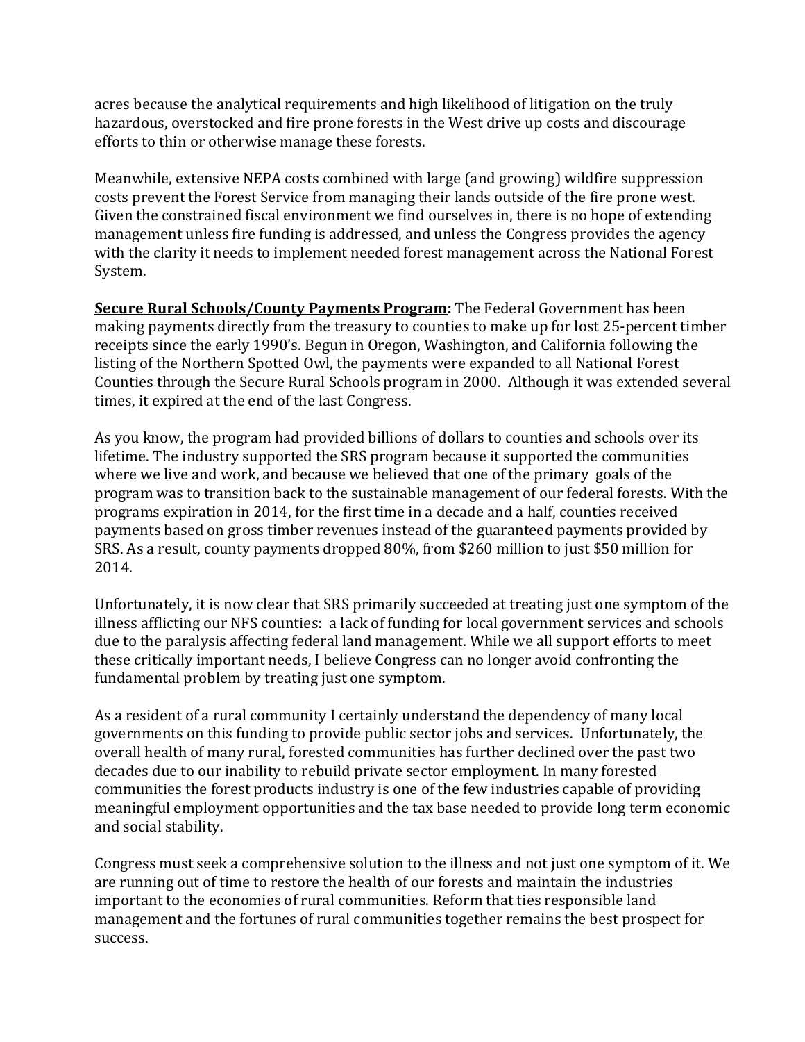acres because the analytical requirements and high likelihood of litigation on the truly hazardous, overstocked and fire prone forests in the West drive up costs and discourage efforts to thin or otherwise manage these forests.

Meanwhile, extensive NEPA costs combined with large (and growing) wildfire suppression costs prevent the Forest Service from managing their lands outside of the fire prone west. Given the constrained fiscal environment we find ourselves in, there is no hope of extending management unless fire funding is addressed, and unless the Congress provides the agency with the clarity it needs to implement needed forest management across the National Forest System.

**Secure Rural Schools/County Payments Program:** The Federal Government has been making payments directly from the treasury to counties to make up for lost 25-percent timber receipts since the early 1990's. Begun in Oregon, Washington, and California following the listing of the Northern Spotted Owl, the payments were expanded to all National Forest Counties through the Secure Rural Schools program in 2000. Although it was extended several times, it expired at the end of the last Congress.

As you know, the program had provided billions of dollars to counties and schools over its lifetime. The industry supported the SRS program because it supported the communities where we live and work, and because we believed that one of the primary goals of the program was to transition back to the sustainable management of our federal forests. With the programs expiration in 2014, for the first time in a decade and a half, counties received payments based on gross timber revenues instead of the guaranteed payments provided by SRS. As a result, county payments dropped 80%, from $260 million to just $50 million for 2014.

Unfortunately, it is now clear that SRS primarily succeeded at treating just one symptom of the illness afflicting our NFS counties: a lack of funding for local government services and schools due to the paralysis affecting federal land management. While we all support efforts to meet these critically important needs, I believe Congress can no longer avoid confronting the fundamental problem by treating just one symptom.

As a resident of a rural community I certainly understand the dependency of many local governments on this funding to provide public sector jobs and services. Unfortunately, the overall health of many rural, forested communities has further declined over the past two decades due to our inability to rebuild private sector employment. In many forested communities the forest products industry is one of the few industries capable of providing meaningful employment opportunities and the tax base needed to provide long term economic and social stability.

Congress must seek a comprehensive solution to the illness and not just one symptom of it. We are running out of time to restore the health of our forests and maintain the industries important to the economies of rural communities. Reform that ties responsible land management and the fortunes of rural communities together remains the best prospect for success.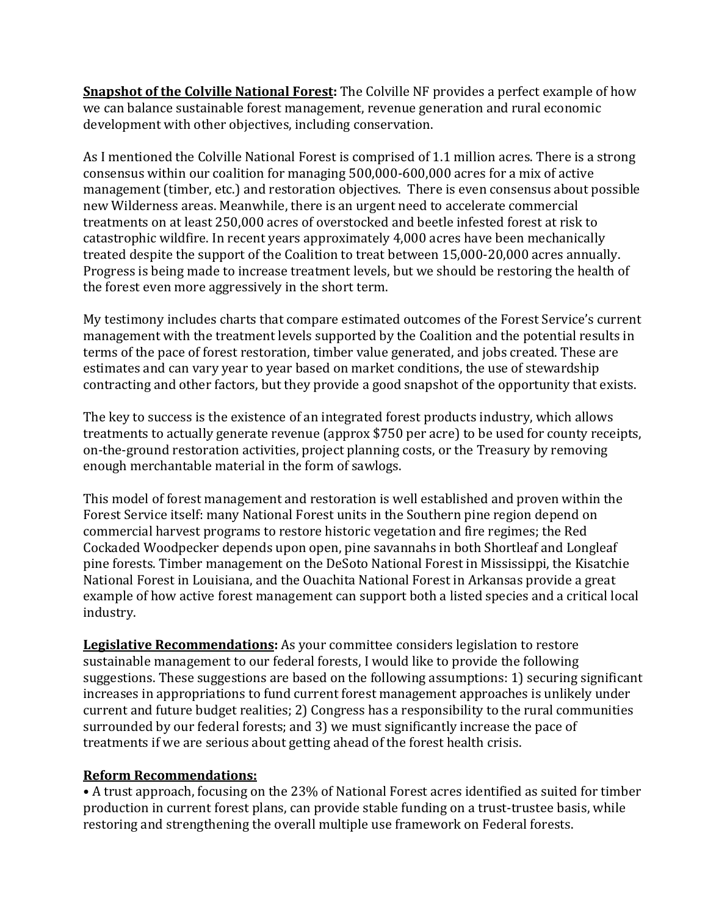**<u>Snapshot of the Colville National Forest</u>:** The Colville NF provides a perfect example of how we can balance sustainable forest management, revenue generation and rural economic development with other objectives, including conservation.

As I mentioned the Colville National Forest is comprised of 1.1 million acres. There is a strong consensus within our coalition for managing 500,000-600,000 acres for a mix of active management (timber, etc.) and restoration objectives. There is even consensus about possible new Wilderness areas. Meanwhile, there is an urgent need to accelerate commercial treatments on at least 250,000 acres of overstocked and beetle infested forest at risk to catastrophic wildfire. In recent years approximately 4,000 acres have been mechanically treated despite the support of the Coalition to treat between 15,000-20,000 acres annually. Progress is being made to increase treatment levels, but we should be restoring the health of the forest even more aggressively in the short term.

My testimony includes charts that compare estimated outcomes of the Forest Service's current management with the treatment levels supported by the Coalition and the potential results in terms of the pace of forest restoration, timber value generated, and jobs created. These are estimates and can vary year to year based on market conditions, the use of stewardship contracting and other factors, but they provide a good snapshot of the opportunity that exists.

The key to success is the existence of an integrated forest products industry, which allows treatments to actually generate revenue (approx $750 per acre) to be used for county receipts, on-the-ground restoration activities, project planning costs, or the Treasury by removing enough merchantable material in the form of sawlogs.

This model of forest management and restoration is well established and proven within the Forest Service itself: many National Forest units in the Southern pine region depend on commercial harvest programs to restore historic vegetation and fire regimes; the Red Cockaded Woodpecker depends upon open, pine savannahs in both Shortleaf and Longleaf pine forests. Timber management on the DeSoto National Forest in Mississippi, the Kisatchie National Forest in Louisiana, and the Ouachita National Forest in Arkansas provide a great example of how active forest management can support both a listed species and a critical local industry.

**<u>Legislative Recommendations</u>:** As your committee considers legislation to restore sustainable management to our federal forests, I would like to provide the following suggestions. These suggestions are based on the following assumptions: 1) securing significant increases in appropriations to fund current forest management approaches is unlikely under current and future budget realities; 2) Congress has a responsibility to the rural communities surrounded by our federal forests; and 3) we must significantly increase the pace of treatments if we are serious about getting ahead of the forest health crisis.

**<u>Reform Recommendations:</u>**

- A trust approach, focusing on the 23% of National Forest acres identified as suited for timber production in current forest plans, can provide stable funding on a trust-trustee basis, while restoring and strengthening the overall multiple use framework on Federal forests.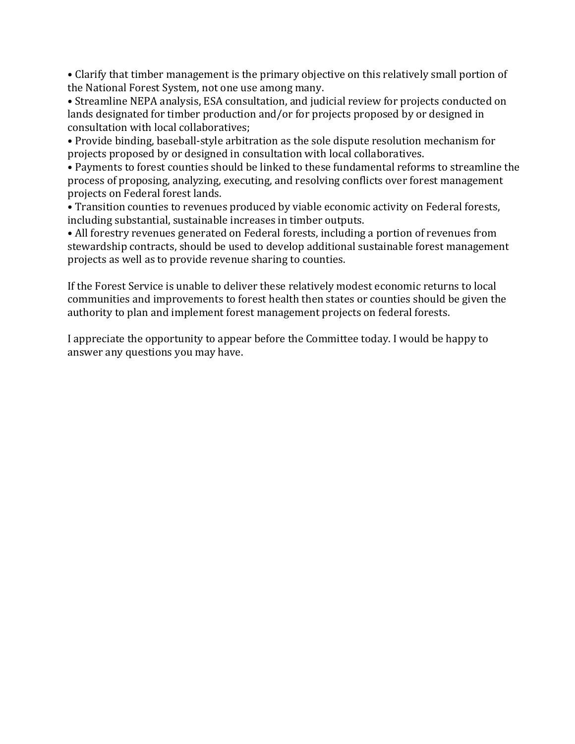- Clarify that timber management is the primary objective on this relatively small portion of the National Forest System, not one use among many.
- Streamline NEPA analysis, ESA consultation, and judicial review for projects conducted on lands designated for timber production and/or for projects proposed by or designed in consultation with local collaboratives;
- Provide binding, baseball-style arbitration as the sole dispute resolution mechanism for projects proposed by or designed in consultation with local collaboratives.
- Payments to forest counties should be linked to these fundamental reforms to streamline the process of proposing, analyzing, executing, and resolving conflicts over forest management projects on Federal forest lands.
- Transition counties to revenues produced by viable economic activity on Federal forests, including substantial, sustainable increases in timber outputs.
- All forestry revenues generated on Federal forests, including a portion of revenues from stewardship contracts, should be used to develop additional sustainable forest management projects as well as to provide revenue sharing to counties.

If the Forest Service is unable to deliver these relatively modest economic returns to local communities and improvements to forest health then states or counties should be given the authority to plan and implement forest management projects on federal forests.

I appreciate the opportunity to appear before the Committee today. I would be happy to answer any questions you may have.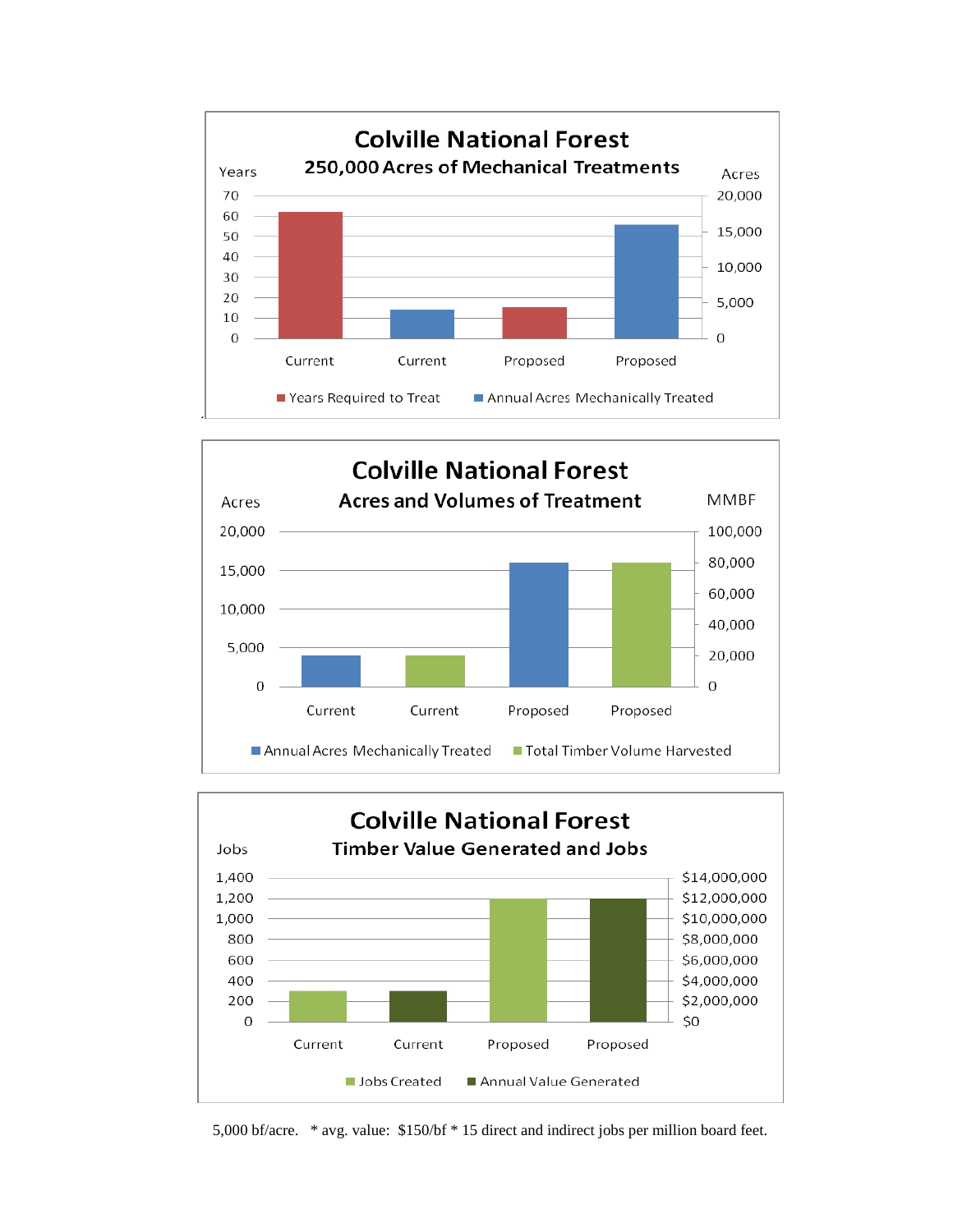Colville National Forest

250,000 Acres of Mechanical Treatments

Years

Acres

70
60
50
40
30
20
10
0

20,000
15,000
10,000
5,000
0

Current Current Proposed Proposed

Years Required to Treat    Annual Acres Mechanically Treated

Colville National Forest

Acres and Volumes of Treatment

Acres

MMBF

20,000
15,000
10,000
5,000
0

100,000
80,000
60,000
40,000
20,000
0

Current Current Proposed Proposed

Annual Acres Mechanically Treated    Total Timber Volume Harvested

Colville National Forest

Timber Value Generated and Jobs

Jobs

1,400
1,200
1,000
800
600
400
200
0

$14,000,000
$12,000,000
$10,000,000
$8,000,000
$6,000,000
$4,000,000
$2,000,000
$0

Current Current Proposed Proposed

Jobs Created    Annual Value Generated

5,000 bf/acre. * avg. value: $150/bf * 15 direct and indirect jobs per million board feet.